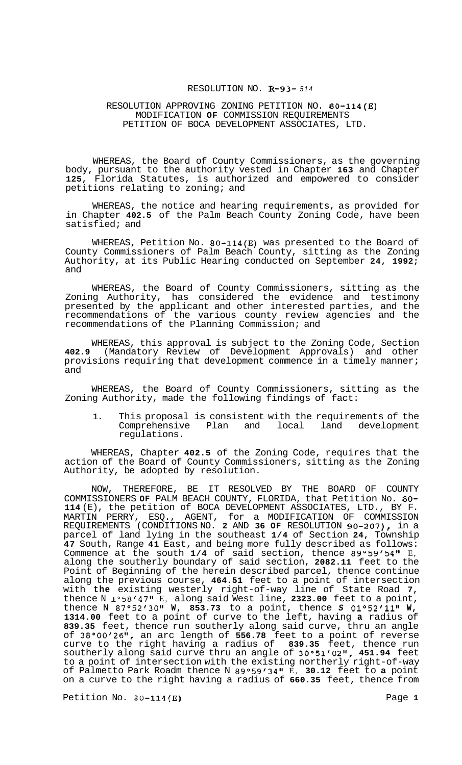RESOLUTION NO. R-93-514

RESOLUTION APPROVING ZONING PETITION NO. 80-114(E)
MODIFICATION OF COMMISSION REQUIREMENTS
PETITION OF BOCA DEVELOPMENT ASSOCIATES, LTD.

WHEREAS, the Board of County Commissioners, as the governing body, pursuant to the authority vested in Chapter **163** and Chapter **125**, Florida Statutes, is authorized and empowered to consider petitions relating to zoning; and

WHEREAS, the notice and hearing requirements, as provided for in Chapter **402.5** of the Palm Beach County Zoning Code, have been satisfied; and

WHEREAS, Petition No. 80-114(E) was presented to the Board of County Commissioners of Palm Beach County, sitting as the Zoning Authority, at its Public Hearing conducted on September **24**, **1992**; and

WHEREAS, the Board of County Commissioners, sitting as the Zoning Authority, has considered the evidence and testimony presented by the applicant and other interested parties, and the recommendations of the various county review agencies and the recommendations of the Planning Commission; and

WHEREAS, this approval is subject to the Zoning Code, Section **402.9** (Mandatory Review of Development Approvals) and other provisions requiring that development commence in a timely manner; and

WHEREAS, the Board of County Commissioners, sitting as the Zoning Authority, made the following findings of fact:

1. This proposal is consistent with the requirements of the Comprehensive Plan and local land development regulations.

WHEREAS, Chapter **402.5** of the Zoning Code, requires that the action of the Board of County Commissioners, sitting as the Zoning Authority, be adopted by resolution.

NOW, THEREFORE, BE IT RESOLVED BY THE BOARD OF COUNTY COMMISSIONERS OF PALM BEACH COUNTY, FLORIDA, that Petition No. 80-114(E), the petition of BOCA DEVELOPMENT ASSOCIATES, LTD., BY F. MARTIN PERRY, ESQ., AGENT, for a MODIFICATION OF COMMISSION REQUIREMENTS (CONDITIONS NO. **2** AND **36** OF RESOLUTION 90-207), in a parcel of land lying in the southeast **1/4** of Section **24**, Township **47** South, Range **41** East, and being more fully described as follows: Commence at the south **1/4** of said section, thence 89°59'54" E, along the southerly boundary of said section, **2082.11** feet to the Point of Beginning of the herein described parcel, thence continue along the previous course, **464.51** feet to a point of intersection with **the** existing westerly right-of-way line of State Road **7**, thence N 1°58'47" E, along said West line, **2323.00** feet to a point, thence N 87°52'30" W, **853.73** to a point, thence S 01°52'11" W, **1314.00** feet to a point of curve to the left, having **a** radius of **839.35** feet, thence run southerly along said curve, thru an angle of 38°00'26", an arc length of **556.78** feet to a point of reverse curve to the right having a radius of **839.35** feet, thence run southerly along said curve thru an angle of 30°51'02", **451.94** feet to a point of intersection with the existing northerly right-of-way of Palmetto Park Roadm thence N 89°59'34" E, **30.12** feet to **a** point on a curve to the right having a radius of **660.35** feet, thence from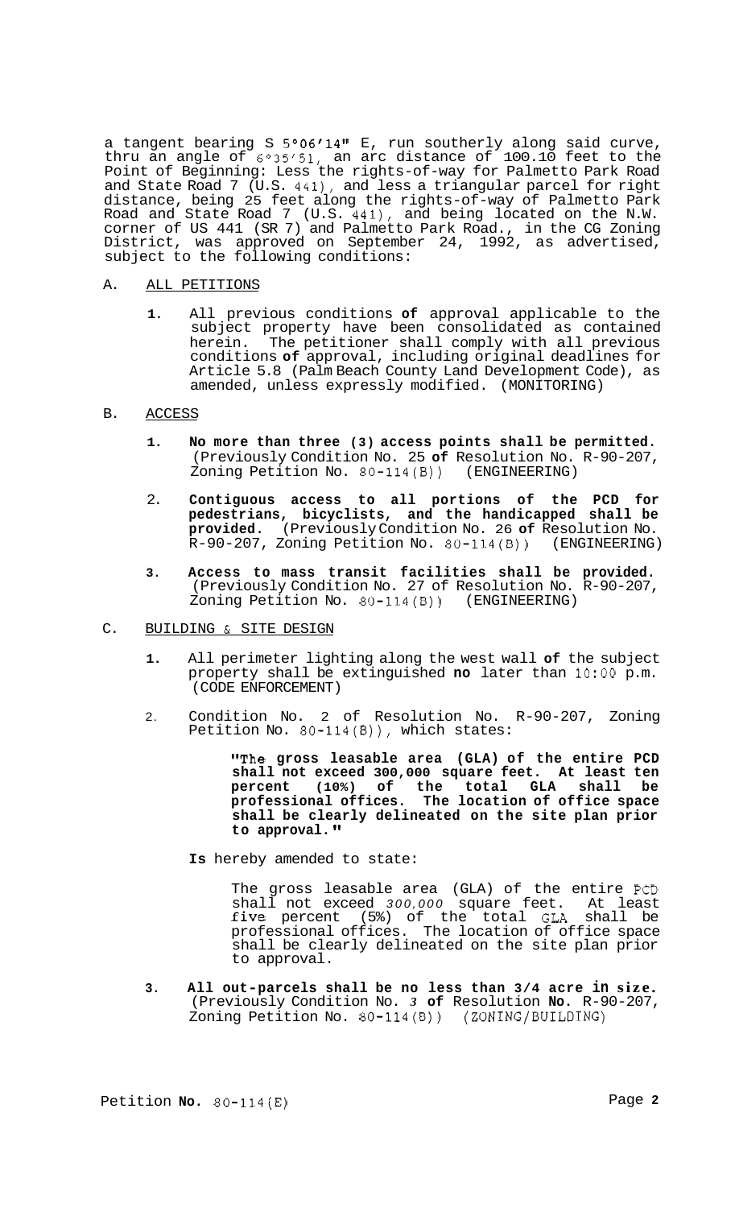a tangent bearing S 5°06'14" E, run southerly along said curve, thru an angle of 6°35'51, an arc distance of 100.10 feet to the Point of Beginning: Less the rights-of-way for Palmetto Park Road and State Road 7 (U.S. 441), and less a triangular parcel for right distance, being 25 feet along the rights-of-way of Palmetto Park Road and State Road 7 (U.S. 441), and being located on the N.W. corner of US 441 (SR 7) and Palmetto Park Road., in the CG Zoning District, was approved on September 24, 1992, as advertised, subject to the following conditions:

A. ALL PETITIONS

1. All previous conditions **of** approval applicable to the subject property have been consolidated as contained herein. The petitioner shall comply with all previous conditions **of** approval, including original deadlines for Article 5.8 (Palm Beach County Land Development Code), as amended, unless expressly modified. (MONITORING)

B. ACCESS

1. **No more than three (3) access points shall be permitted.** (Previously Condition No. 25 **of** Resolution No. R-90-207, Zoning Petition No. 80-114(B)) (ENGINEERING)

2. **Contiguous access to all portions of the PCD for pedestrians, bicyclists, and the handicapped shall be provided.** (Previously Condition No. 26 **of** Resolution No. R-90-207, Zoning Petition No. 80-114(B)) (ENGINEERING)

3. **Access to mass transit facilities shall be provided.** (Previously Condition No. 27 of Resolution No. R-90-207, Zoning Petition No. 80-114(B)) (ENGINEERING)

C. BUILDING & SITE DESIGN

1. All perimeter lighting along the west wall **of** the subject property shall be extinguished **no** later than 10:00 p.m. (CODE ENFORCEMENT)

2. Condition No. 2 of Resolution No. R-90-207, Zoning Petition No. 80-114(B)), which states:

   **"The gross leasable area (GLA) of the entire PCD shall not exceed 300,000 square feet. At least ten percent (10%) of the total GLA shall be professional offices. The location of office space shall be clearly delineated on the site plan prior to approval."**

   **Is** hereby amended to state:

   The gross leasable area (GLA) of the entire PCD shall not exceed *300,000* square feet. At least five percent (5%) of the total GLA shall be professional offices. The location of office space shall be clearly delineated on the site plan prior to approval.

3. **All out-parcels shall be no less than 3/4 acre in size.** (Previously Condition No. *3* **of** Resolution **No.** R-90-207, Zoning Petition No. 80-114(B)) (ZONING/BUILDING)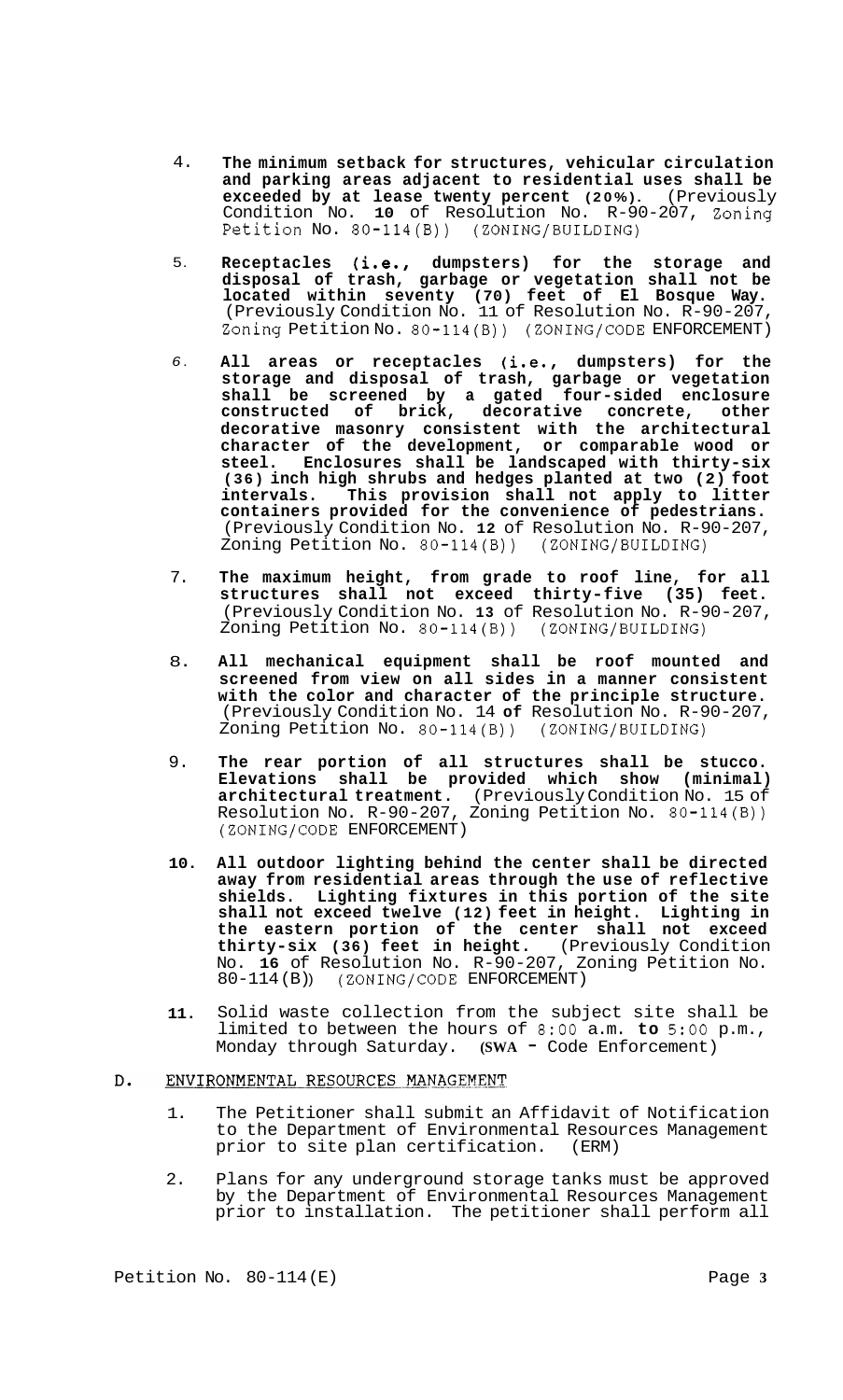4. **The minimum setback for structures, vehicular circulation and parking areas adjacent to residential uses shall be exceeded by at lease twenty percent (20%).** (Previously Condition No. **10** of Resolution No. R-90-207, Zoning Petition No. 80-114(B)) (ZONING/BUILDING)

5. **Receptacles (i.e., dumpsters) for the storage and disposal of trash, garbage or vegetation shall not be located within seventy (70) feet of El Bosque Way.** (Previously Condition No. 11 of Resolution No. R-90-207, Zoning Petition No. 80-114(B)) (ZONING/CODE ENFORCEMENT)

6. **All areas or receptacles (i.e., dumpsters) for the storage and disposal of trash, garbage or vegetation shall be screened by a gated four-sided enclosure constructed of brick, decorative concrete, other decorative masonry consistent with the architectural character of the development, or comparable wood or steel. Enclosures shall be landscaped with thirty-six (36) inch high shrubs and hedges planted at two (2) foot intervals. This provision shall not apply to litter containers provided for the convenience of pedestrians.** (Previously Condition No. **12** of Resolution No. R-90-207, Zoning Petition No. 80-114(B)) (ZONING/BUILDING)

7. **The maximum height, from grade to roof line, for all structures shall not exceed thirty-five (35) feet.** (Previously Condition No. **13** of Resolution No. R-90-207, Zoning Petition No. 80-114(B)) (ZONING/BUILDING)

8. **All mechanical equipment shall be roof mounted and screened from view on all sides in a manner consistent with the color and character of the principle structure.** (Previously Condition No. 14 **of** Resolution No. R-90-207, Zoning Petition No. 80-114(B)) (ZONING/BUILDING)

9. **The rear portion of all structures shall be stucco. Elevations shall be provided which show (minimal) architectural treatment.** (Previously Condition No. 15 of Resolution No. R-90-207, Zoning Petition No. 80-114(B)) (ZONING/CODE ENFORCEMENT)

10. **All outdoor lighting behind the center shall be directed away from residential areas through the use of reflective shields. Lighting fixtures in this portion of the site shall not exceed twelve (12) feet in height. Lighting in the eastern portion of the center shall not exceed thirty-six (36) feet in height.** (Previously Condition No. **16** of Resolution No. R-90-207, Zoning Petition No. 80-114(B)) (ZONING/CODE ENFORCEMENT)

11. Solid waste collection from the subject site shall be limited to between the hours of 8:00 a.m. **to** 5:00 p.m., Monday through Saturday. **(SWA -** Code Enforcement)

D. ENVIRONMENTAL RESOURCES MANAGEMENT

1. The Petitioner shall submit an Affidavit of Notification to the Department of Environmental Resources Management prior to site plan certification. (ERM)

2. Plans for any underground storage tanks must be approved by the Department of Environmental Resources Management prior to installation. The petitioner shall perform all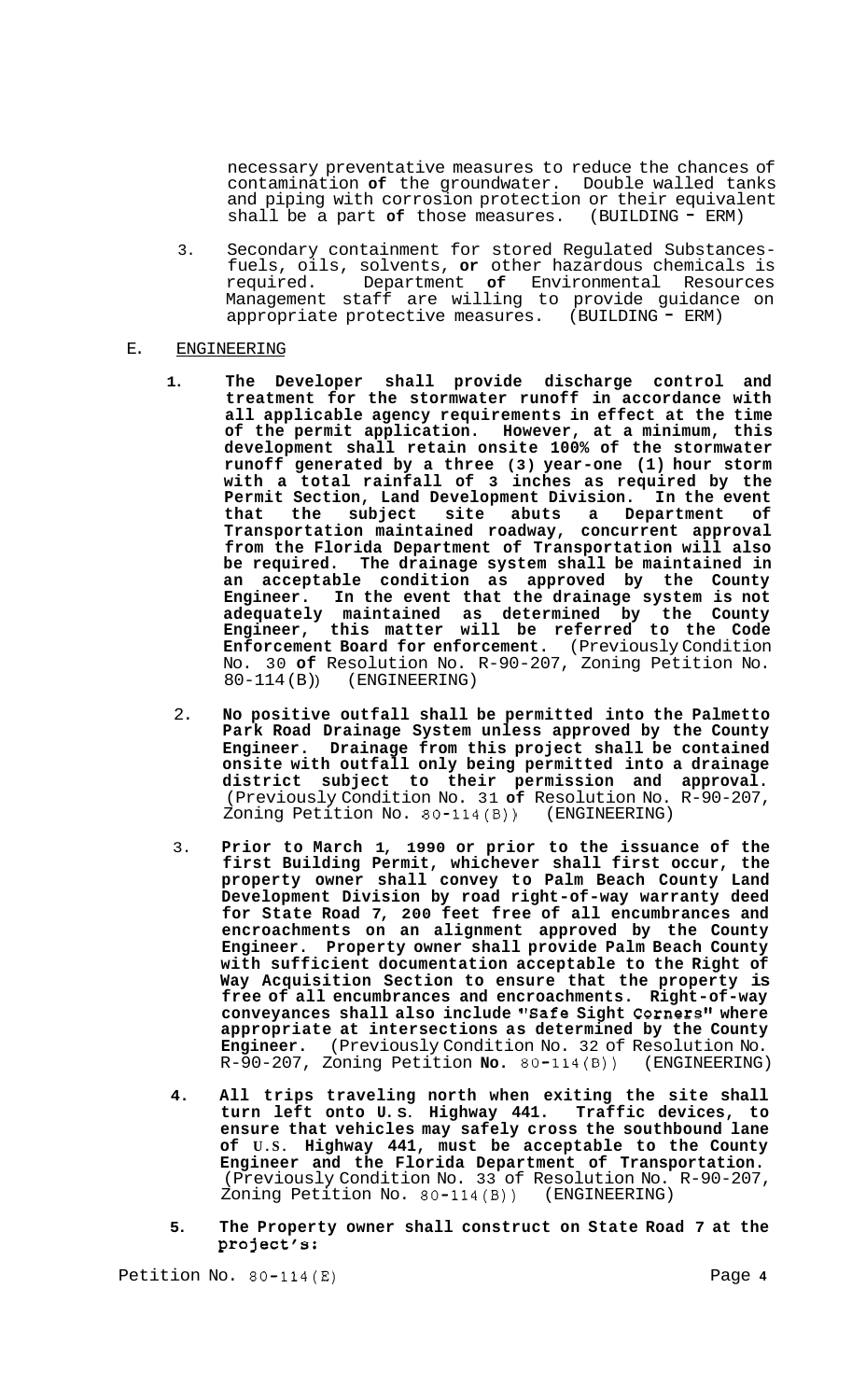necessary preventative measures to reduce the chances of contamination **of** the groundwater. Double walled tanks and piping with corrosion protection or their equivalent shall be a part **of** those measures. (BUILDING - ERM)

3. Secondary containment for stored Regulated Substances-fuels, oils, solvents, **or** other hazardous chemicals is required. Department **of** Environmental Resources Management staff are willing to provide guidance on appropriate protective measures. (BUILDING - ERM)

E. ENGINEERING

1. **The Developer shall provide discharge control and treatment for the stormwater runoff in accordance with all applicable agency requirements in effect at the time of the permit application. However, at a minimum, this development shall retain onsite 100% of the stormwater runoff generated by a three (3) year-one (1) hour storm with a total rainfall of 3 inches as required by the Permit Section, Land Development Division. In the event that the subject site abuts a Department of Transportation maintained roadway, concurrent approval from the Florida Department of Transportation will also be required. The drainage system shall be maintained in an acceptable condition as approved by the County Engineer. In the event that the drainage system is not adequately maintained as determined by the County Engineer, this matter will be referred to the Code Enforcement Board for enforcement.** (Previously Condition No. 30 **of** Resolution No. R-90-207, Zoning Petition No. 80-114(B)) (ENGINEERING)

2. **No positive outfall shall be permitted into the Palmetto Park Road Drainage System unless approved by the County Engineer. Drainage from this project shall be contained onsite with outfall only being permitted into a drainage district subject to their permission and approval.** (Previously Condition No. 31 **of** Resolution No. R-90-207, Zoning Petition No. 80-114(B)) (ENGINEERING)

3. **Prior to March 1, 1990 or prior to the issuance of the first Building Permit, whichever shall first occur, the property owner shall convey to Palm Beach County Land Development Division by road right-of-way warranty deed for State Road 7, 200 feet free of all encumbrances and encroachments on an alignment approved by the County Engineer. Property owner shall provide Palm Beach County with sufficient documentation acceptable to the Right of Way Acquisition Section to ensure that the property is free of all encumbrances and encroachments. Right-of-way conveyances shall also include "Safe Sight Corners" where appropriate at intersections as determined by the County Engineer.** (Previously Condition No. 32 of Resolution No. R-90-207, Zoning Petition **No.** 80-114(B)) (ENGINEERING)

4. **All trips traveling north when exiting the site shall turn left onto U.S. Highway 441. Traffic devices, to ensure that vehicles may safely cross the southbound lane of U.S. Highway 441, must be acceptable to the County Engineer and the Florida Department of Transportation.** (Previously Condition No. 33 of Resolution No. R-90-207, Zoning Petition No. 80-114(B)) (ENGINEERING)

5. **The Property owner shall construct on State Road 7 at the project's:**

Petition No. 80-114(E)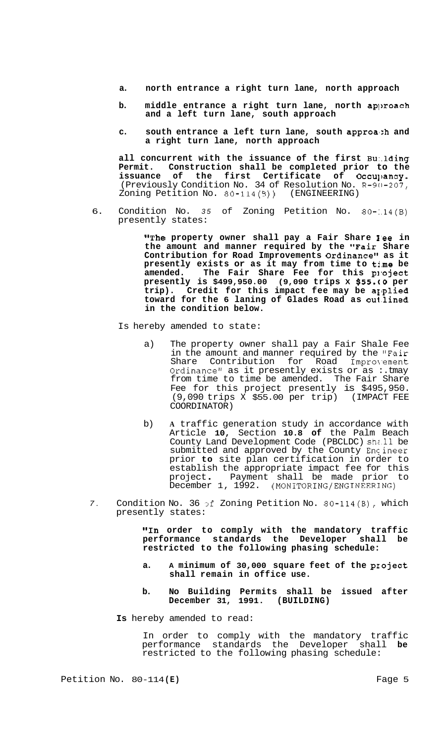a. **north entrance a right turn lane, north approach**

   b. **middle entrance a right turn lane, north approach and a left turn lane, south approach**

   c. **south entrance a left turn lane, south approach and a right turn lane, north approach**

   **all concurrent with the issuance of the first Building Permit. Construction shall be completed prior to the issuance of the first Certificate of Occupancy.** (Previously Condition No. 34 of Resolution No. R-90-207, Zoning Petition No. 80-114(B)) (ENGINEERING)

6. Condition No. 35 of Zoning Petition No. 80-114(B) presently states:

   **"The property owner shall pay a Fair Share Fee in the amount and manner required by the "Fair Share Contribution for Road Improvements Ordinance" as it presently exists or as it may from time to time be amended. The Fair Share Fee for this project presently is $499,950.00 (9,090 trips X $55.00 per trip). Credit for this impact fee may be applied toward for the 6 laning of Glades Road as outlined in the condition below.**

   Is hereby amended to state:

   a) The property owner shall pay a Fair Shale Fee in the amount and manner required by the "Fair Share Contribution for Road Improvement Ordinance" as it presently exists or as it may from time to time be amended. The Fair Share Fee for this project presently is $495,950. (9,090 trips X $55.00 per trip) (IMPACT FEE COORDINATOR)

   b) A traffic generation study in accordance with Article **10**, Section **10.8 of** the Palm Beach County Land Development Code (PBCLDC) shall be submitted and approved by the County Engineer prior **to** site plan certification in order to establish the appropriate impact fee for this project**.** Payment shall be made prior to December 1, 1992. (MONITORING/ENGINEERING)

7. Condition No. 36 of Zoning Petition No. 80-114(B), which presently states:

   **"In order to comply with the mandatory traffic performance standards the Developer shall be restricted to the following phasing schedule:**

   a. **A minimum of 30,000 square feet of the project shall remain in office use.**

   b. **No Building Permits shall be issued after December 31, 1991. (BUILDING)**

   **Is** hereby amended to read:

   In order to comply with the mandatory traffic performance standards the Developer shall **be** restricted to the following phasing schedule: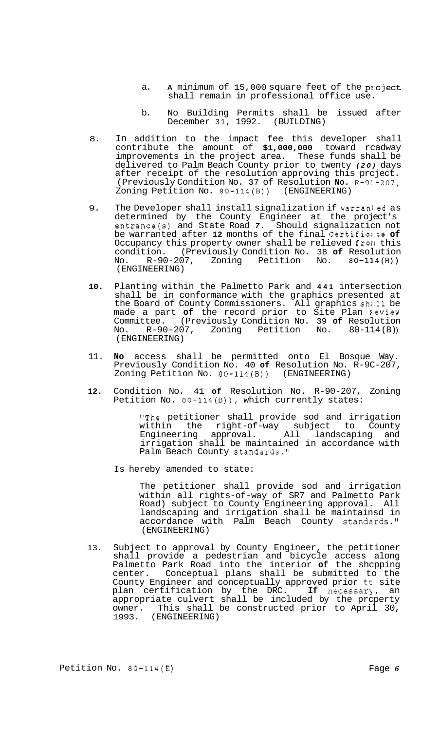a. A minimum of 15,000 square feet of the project shall remain in professional office use.

b. No Building Permits shall be issued after December 31, 1992. (BUILDING)

8. In addition to the impact fee this developer shall contribute the amount of **$1,000,000** toward roadway improvements in the project area. These funds shall be delivered to Palm Beach County prior to twenty *(20)* days after receipt of the resolution approving this project. (Previously Condition No. 37 of Resolution **No.** R-90-207, Zoning Petition No. 80-114(B)) (ENGINEERING)

9. The Developer shall install signalization if warranted as determined by the County Engineer at the project's entrance(s) and State Road *7*. Should signalization not be warranted after **12** months of the final Certificate **of** Occupancy this property owner shall be relieved from this condition. (Previously Condition No. 38 **of** Resolution No. R-90-207, Zoning Petition No. 80-114(B)) (ENGINEERING)

10. Planting within the Palmetto Park and **441** intersection shall be in conformance with the graphics presented at the Board of County Commissioners. All graphics shall be made a part **of** the record prior to Site Plan Review Committee. (Previously Condition No. 39 **of** Resolution No. R-90-207, Zoning Petition No. 80-114(B)) (ENGINEERING)

11. **No** access shall be permitted onto El Bosque Way. Previously Condition No. 40 **of** Resolution No. R-9C-207, Zoning Petition No. 80-114(B)) (ENGINEERING)

12. Condition No. 41 **of** Resolution No. R-90-207, Zoning Petition No. 80-114(B)), which currently states:

> "The petitioner shall provide sod and irrigation within the right-of-way subject to County Engineering approval. All landscaping and irrigation shall be maintained in accordance with Palm Beach County standards."

Is hereby amended to state:

> The petitioner shall provide sod and irrigation within all rights-of-way of SR7 and Palmetto Park Road) subject to County Engineering approval. All landscaping and irrigation shall be maintainsd in accordance with Palm Beach County standards." (ENGINEERING)

13. Subject to approval by County Engineer, the petitioner shall provide a pedestrian and bicycle access along Palmetto Park Road into the interior **of** the shcpping center. Conceptual plans shall be submitted to the County Engineer and conceptually approved prior to site plan certification by the DRC. **If** necessary, an appropriate culvert shall be included by the property owner. This shall be constructed prior to April 30, 1993. (ENGINEERING)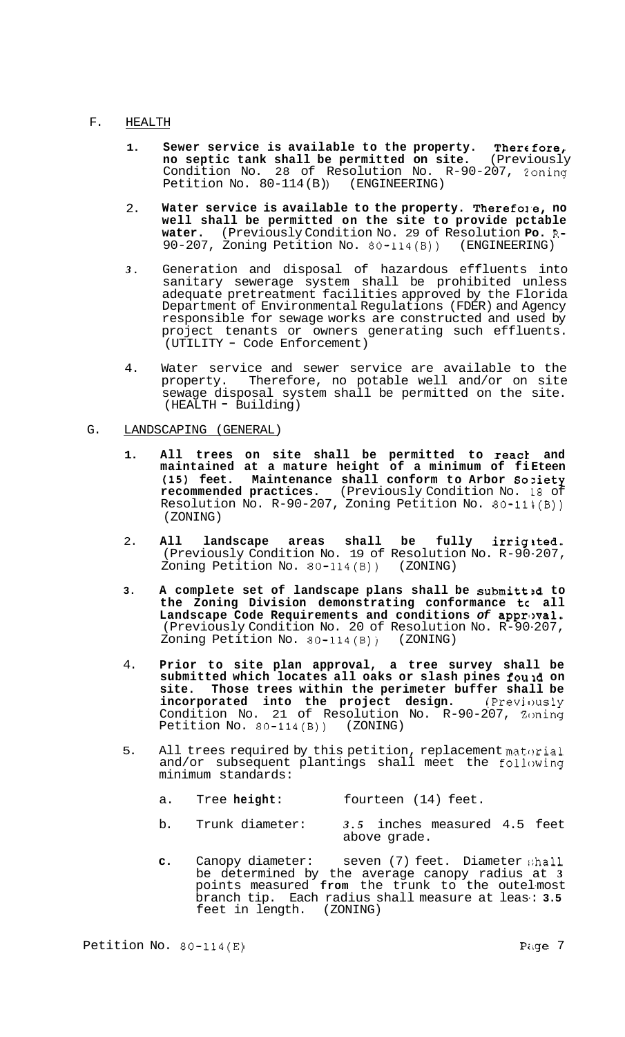F. HEALTH

1. **Sewer service is available to the property. Therefore, no septic tank shall be permitted on site.** (Previously Condition No. 28 of Resolution No. R-90-207, Zoning Petition No. 80-114(B)) (ENGINEERING)

2. **Water service is available to the property. Therefore, no well shall be permitted on the site to provide potable water.** (Previously Condition No. 29 of Resolution No. R-90-207, Zoning Petition No. 80-114(B)) (ENGINEERING)

3. Generation and disposal of hazardous effluents into sanitary sewerage system shall be prohibited unless adequate pretreatment facilities approved by the Florida Department of Environmental Regulations (FDER) and Agency responsible for sewage works are constructed and used by project tenants or owners generating such effluents. (UTILITY - Code Enforcement)

4. Water service and sewer service are available to the property. Therefore, no potable well and/or on site sewage disposal system shall be permitted on the site. (HEALTH - Building)

G. LANDSCAPING (GENERAL)

1. **All trees on site shall be permitted to reach and maintained at a mature height of a minimum of fifteen (15) feet. Maintenance shall conform to Arbor Society recommended practices.** (Previously Condition No. 18 of Resolution No. R-90-207, Zoning Petition No. 80-114(B)) (ZONING)

2. **All landscape areas shall be fully irrigated.** (Previously Condition No. 19 of Resolution No. R-90-207, Zoning Petition No. 80-114(B)) (ZONING)

3. **A complete set of landscape plans shall be submitted to the Zoning Division demonstrating conformance to all Landscape Code Requirements and conditions *of* approval.** (Previously Condition No. 20 of Resolution No. R-90-207, Zoning Petition No. 80-114(B)) (ZONING)

4. **Prior to site plan approval, a tree survey shall be submitted which locates all oaks or slash pines found on site. Those trees within the perimeter buffer shall be incorporated into the project design.** (Previously Condition No. 21 of Resolution No. R-90-207, Zoning Petition No. 80-114(B)) (ZONING)

5. All trees required by this petition, replacement material and/or subsequent plantings shall meet the following minimum standards:

   a. Tree **height:** fourteen (14) feet.

   b. Trunk diameter: 3.5 inches measured 4.5 feet above grade.

   c. Canopy diameter: seven (7) feet. Diameter shall be determined by the average canopy radius at 3 points measured **from** the trunk to the outermost branch tip. Each radius shall measure at least 3.5 feet in length. (ZONING)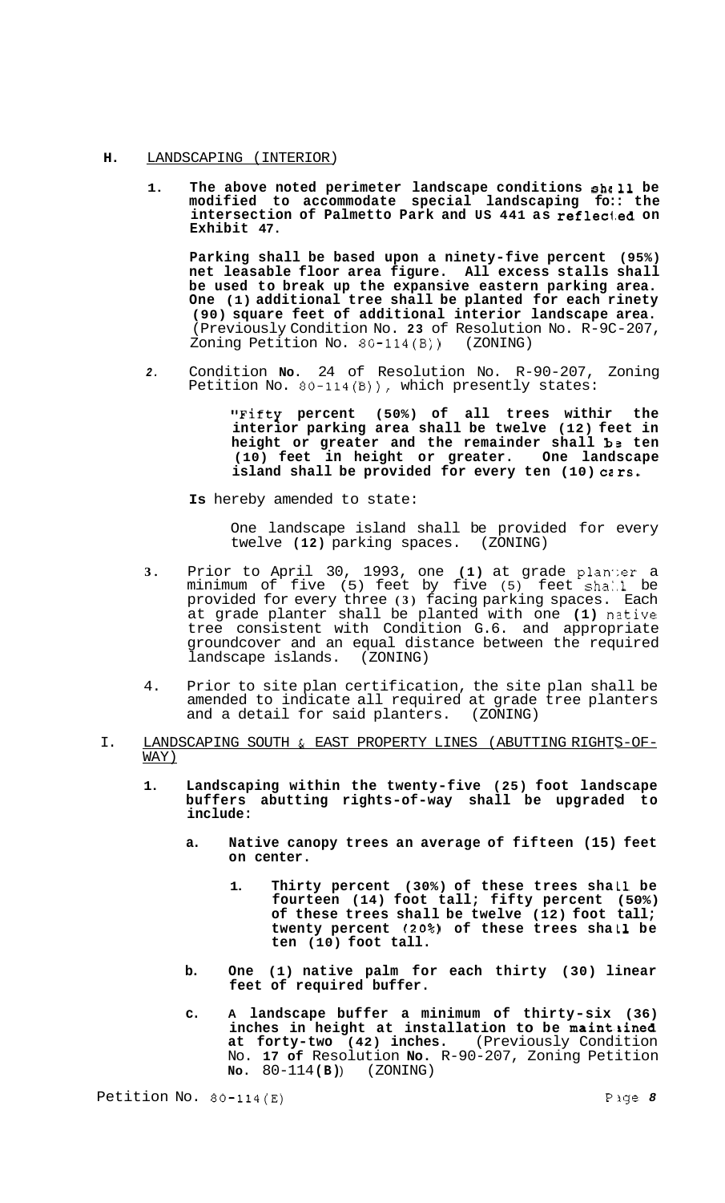**H.** LANDSCAPING (INTERIOR)

1. **The above noted perimeter landscape conditions shall be modified to accommodate special landscaping for the intersection of Palmetto Park and US 441 as reflected on Exhibit 47.**

   **Parking shall be based upon a ninety-five percent (95%) net leasable floor area figure. All excess stalls shall be used to break up the expansive eastern parking area. One (1) additional tree shall be planted for each ninety (90) square feet of additional interior landscape area.** (Previously Condition No. **23** of Resolution No. R-90-207, Zoning Petition No. 80-114(B)) (ZONING)

2. Condition **No**. 24 of Resolution No. R-90-207, Zoning Petition No. 80-114(B)), which presently states:

   > **"Fifty percent (50%) of all trees within the interior parking area shall be twelve (12) feet in height or greater and the remainder shall be ten (10) feet in height or greater. One landscape island shall be provided for every ten (10) cars.**

   **Is** hereby amended to state:

   > One landscape island shall be provided for every twelve **(12)** parking spaces. (ZONING)

3. Prior to April 30, 1993, one **(1)** at grade planter a minimum of five (5) feet by five (5) feet shall be provided for every three **(3)** facing parking spaces. Each at grade planter shall be planted with one **(1)** native tree consistent with Condition G.6. and appropriate groundcover and an equal distance between the required landscape islands. (ZONING)

4. Prior to site plan certification, the site plan shall be amended to indicate all required at grade tree planters and a detail for said planters. (ZONING)

I. LANDSCAPING SOUTH & EAST PROPERTY LINES (ABUTTING RIGHTS-OF-WAY)

1. **Landscaping within the twenty-five (25) foot landscape buffers abutting rights-of-way shall be upgraded to include:**

   **a. Native canopy trees an average of fifteen (15) feet on center.**

      **1. Thirty percent (30%) of these trees shall be fourteen (14) foot tall; fifty percent (50%) of these trees shall be twelve (12) foot tall; twenty percent (20%) of these trees shall be ten (10) foot tall.**

   **b. One (1) native palm for each thirty (30) linear feet of required buffer.**

   **c. A landscape buffer a minimum of thirty-six (36) inches in height at installation to be maintained at forty-two (42) inches.** (Previously Condition No. **17 of** Resolution **No.** R-90-207, Zoning Petition **No.** 80-114**(B)**) (ZONING)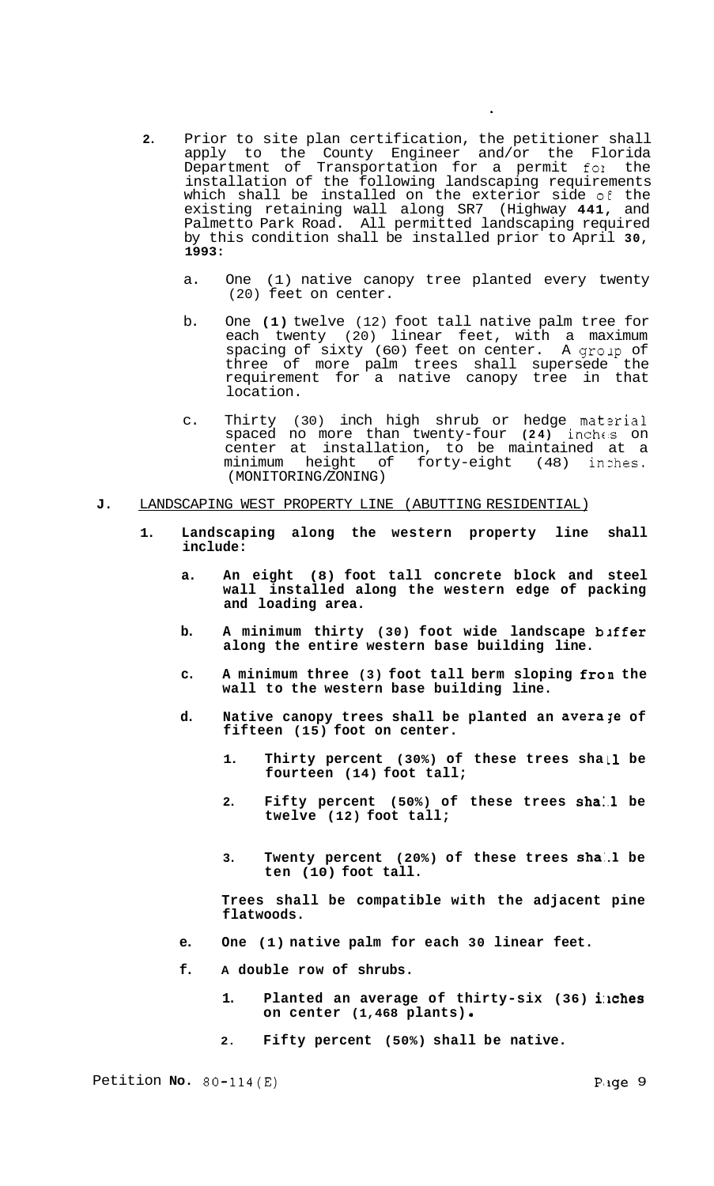2. Prior to site plan certification, the petitioner shall apply to the County Engineer and/or the Florida Department of Transportation for a permit for the installation of the following landscaping requirements which shall be installed on the exterior side of the existing retaining wall along SR7 (Highway **441,** and Palmetto Park Road. All permitted landscaping required by this condition shall be installed prior to April **30, 1993:**

   a. One (1) native canopy tree planted every twenty (20) feet on center.

   b. One **(1)** twelve (12) foot tall native palm tree for each twenty (20) linear feet, with a maximum spacing of sixty (60) feet on center. A group of three of more palm trees shall supersede the requirement for a native canopy tree in that location.

   c. Thirty (30) inch high shrub or hedge material spaced no more than twenty-four **(24)** inches on center at installation, to be maintained at a minimum height of forty-eight (48) inches. (MONITORING/ZONING)

**J.** <u>LANDSCAPING WEST PROPERTY LINE (ABUTTING RESIDENTIAL)</u>

**1. Landscaping along the western property line shall include:**

   **a. An eight (8) foot tall concrete block and steel wall installed along the western edge of packing and loading area.**

   **b. A minimum thirty (30) foot wide landscape buffer along the entire western base building line.**

   **c. A minimum three (3) foot tall berm sloping from the wall to the western base building line.**

   **d. Native canopy trees shall be planted an average of fifteen (15) foot on center.**

      **1. Thirty percent (30%) of these trees shall be fourteen (14) foot tall;**

      **2. Fifty percent (50%) of these trees shall be twelve (12) foot tall;**

      **3. Twenty percent (20%) of these trees shall be ten (10) foot tall.**

   **Trees shall be compatible with the adjacent pine flatwoods.**

   **e. One (1) native palm for each 30 linear feet.**

   **f. A double row of shrubs.**

      **1. Planted an average of thirty-six (36) inches on center (1,468 plants).**

      **2. Fifty percent (50%) shall be native.**

Petition **No.** 80-114(E)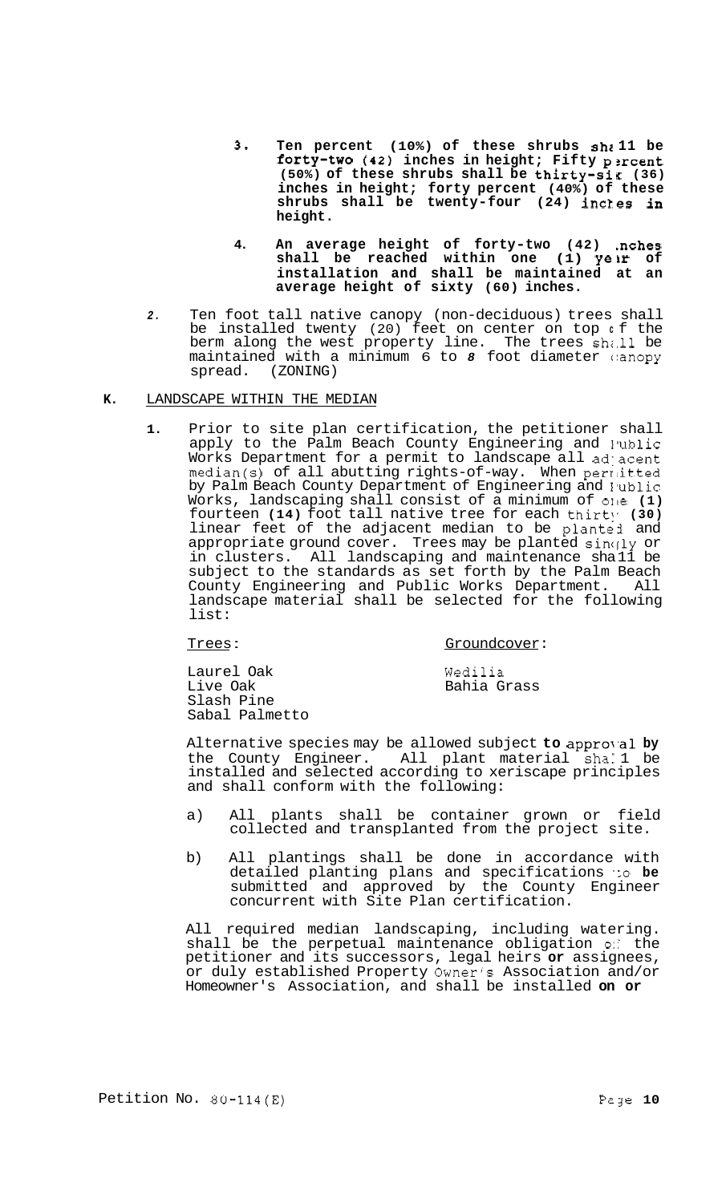3. **Ten percent (10%) of these shrubs shall be forty-two (42) inches in height; Fifty percent (50%) of these shrubs shall be thirty-six (36) inches in height; forty percent (40%) of these shrubs shall be twenty-four (24) inches in height.**

4. **An average height of forty-two (42) inches shall be reached within one (1) year of installation and shall be maintained at an average height of sixty (60) inches.**

2. Ten foot tall native canopy (non-deciduous) trees shall be installed twenty (20) feet on center on top of the berm along the west property line. The trees shall be maintained with a minimum 6 to 8 foot diameter canopy spread. (ZONING)

**K.** LANDSCAPE WITHIN THE MEDIAN

**1.** Prior to site plan certification, the petitioner shall apply to the Palm Beach County Engineering and Public Works Department for a permit to landscape all adjacent median(s) of all abutting rights-of-way. When permitted by Palm Beach County Department of Engineering and Public Works, landscaping shall consist of a minimum of one **(1)** fourteen **(14)** foot tall native tree for each thirty **(30)** linear feet of the adjacent median to be planted and appropriate ground cover. Trees may be planted singly or in clusters. All landscaping and maintenance shall be subject to the standards as set forth by the Palm Beach County Engineering and Public Works Department. All landscape material shall be selected for the following list:

| Trees: | Groundcover: |
|---|---|
| Laurel Oak | Wedilia |
| Live Oak | Bahia Grass |
| Slash Pine | |
| Sabal Palmetto | |

Alternative species may be allowed subject **to** approval **by** the County Engineer. All plant material shall be installed and selected according to xeriscape principles and shall conform with the following:

a) All plants shall be container grown or field collected and transplanted from the project site.

b) All plantings shall be done in accordance with detailed planting plans and specifications to **be** submitted and approved by the County Engineer concurrent with Site Plan certification.

All required median landscaping, including watering. shall be the perpetual maintenance obligation of the petitioner and its successors, legal heirs **or** assignees, or duly established Property Owner's Association and/or Homeowner's Association, and shall be installed **on or**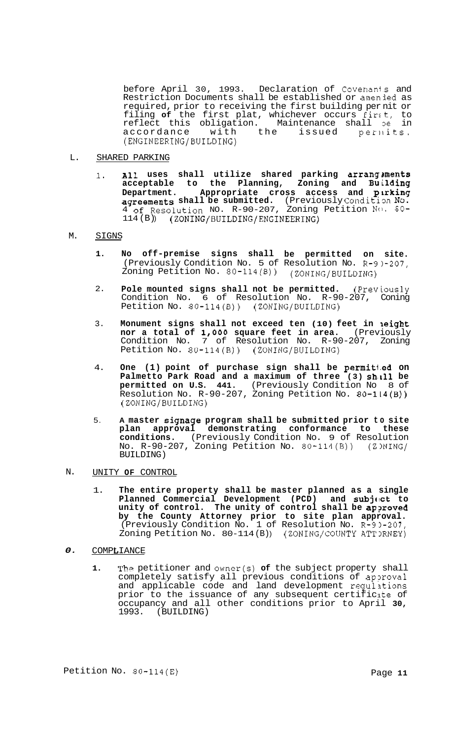before April 30, 1993. Declaration of Covenants and Restriction Documents shall be established or amended as required, prior to receiving the first building permit or filing **of** the first plat, whichever occurs first, to reflect this obligation. Maintenance shall be in accordance with the issued permits. (ENGINEERING/BUILDING)

L. SHARED PARKING

1. **All uses shall utilize shared parking arrangements acceptable to the Planning, Zoning and Building Department. Appropriate cross access and parking agreements shall be submitted.** (Previously Condition No. 4 of Resolution NO. R-90-207, Zoning Petition No. 80-114(B)) (ZONING/BUILDING/ENGINEERING)

M. SIGNS

1. **No off-premise signs shall be permitted on site.** (Previously Condition No. 5 of Resolution No. R-90-207, Zoning Petition No. 80-114(B)) (ZONING/BUILDING)

2. **Pole mounted signs shall not be permitted.** (Previously Condition No. 6 of Resolution No. R-90-207, Coning Petition No. 80-114(B)) (ZONING/BUILDING)

3. **Monument signs shall not exceed ten (10) feet in height nor a total of 1,000 square feet in area.** (Previously Condition No. 7 of Resolution No. R-90-207, Zoning Petition No. 80-114(B)) (ZONING/BUILDING)

4. **One (1) point of purchase sign shall be permitted on Palmetto Park Road and a maximum of three (3) shall be permitted on U.S. 441.** (Previously Condition No 8 of Resolution No. R-90-207, Zoning Petition No. 80-114(B)) (ZONING/BUILDING)

5. **A master signage program shall be submitted prior to site plan approval demonstrating conformance to these conditions.** (Previously Condition No. 9 of Resolution No. R-90-207, Zoning Petition No. 80-114(B)) (ZONING/ BUILDING)

N. UNITY **OF** CONTROL

1. **The entire property shall be master planned as a single Planned Commercial Development (PCD) and subject to unity of control. The unity of control shall be approved by the County Attorney prior to site plan approval.** (Previously Condition No. 1 of Resolution No. R-90-207, Zoning Petition No. 80-114(B)) (ZONING/COUNTY ATTORNEY)

*O.* COMPLIANCE

1. The petitioner and owner(s) **of** the subject property shall completely satisfy all previous conditions of approval and applicable code and land development regulations prior to the issuance of any subsequent certificate of occupancy and all other conditions prior to April **30,** 1993. (BUILDING)

Petition No. 80-114(E)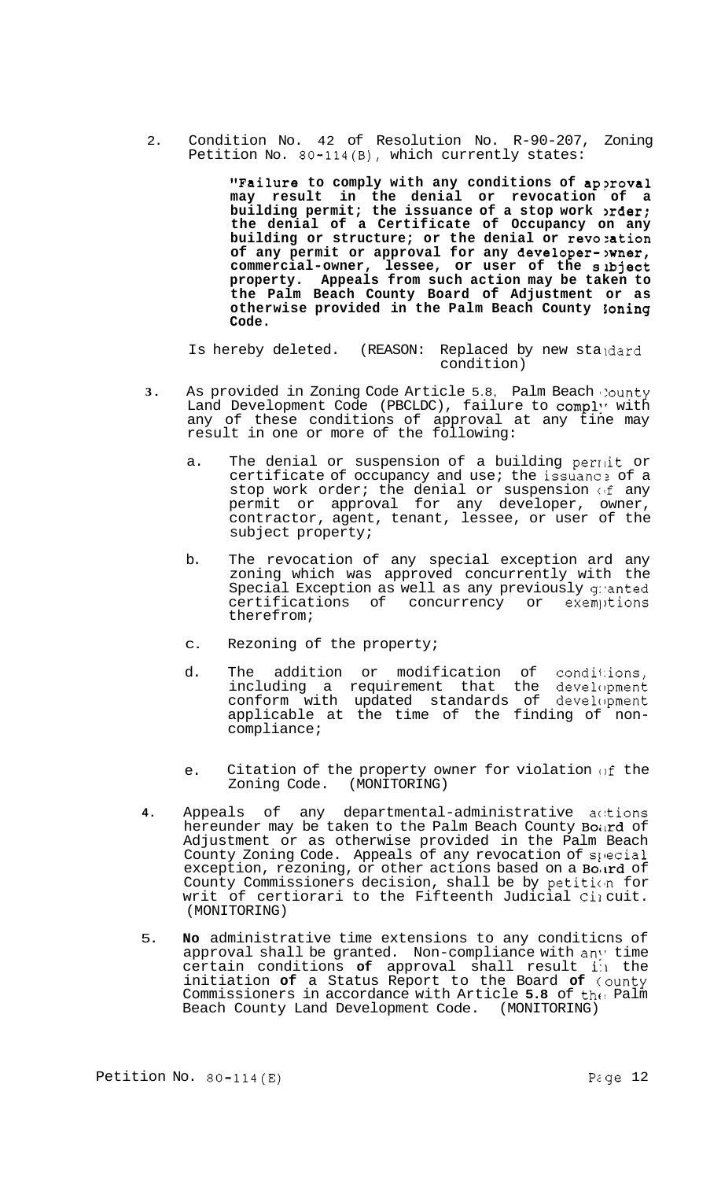2. Condition No. 42 of Resolution No. R-90-207, Zoning Petition No. 80-114(B), which currently states:

   > **"Failure to comply with any conditions of approval may result in the denial or revocation of a building permit; the issuance of a stop work order; the denial of a Certificate of Occupancy on any building or structure; or the denial or revocation of any permit or approval for any developer-owner, commercial-owner, lessee, or user of the subject property. Appeals from such action may be taken to the Palm Beach County Board of Adjustment or as otherwise provided in the Palm Beach County Zoning Code.**

   Is hereby deleted. (REASON: Replaced by new standard condition)

3. As provided in Zoning Code Article 5.8, Palm Beach County Land Development Code (PBCLDC), failure to comply with any of these conditions of approval at any time may result in one or more of the following:

   a. The denial or suspension of a building permit or certificate of occupancy and use; the issuance of a stop work order; the denial or suspension of any permit or approval for any developer, owner, contractor, agent, tenant, lessee, or user of the subject property;

   b. The revocation of any special exception and any zoning which was approved concurrently with the Special Exception as well as any previously granted certifications of concurrency or exemptions therefrom;

   c. Rezoning of the property;

   d. The addition or modification of conditions, including a requirement that the development conform with updated standards of development applicable at the time of the finding of non-compliance;

   e. Citation of the property owner for violation of the Zoning Code. (MONITORING)

4. Appeals of any departmental-administrative actions hereunder may be taken to the Palm Beach County Board of Adjustment or as otherwise provided in the Palm Beach County Zoning Code. Appeals of any revocation of special exception, rezoning, or other actions based on a Board of County Commissioners decision, shall be by petition for writ of certiorari to the Fifteenth Judicial Circuit. (MONITORING)

5. **No** administrative time extensions to any conditions of approval shall be granted. Non-compliance with any time certain conditions **of** approval shall result in the initiation **of** a Status Report to the Board **of** County Commissioners in accordance with Article **5.8** of the Palm Beach County Land Development Code. (MONITORING)

Petition No. 80-114(E)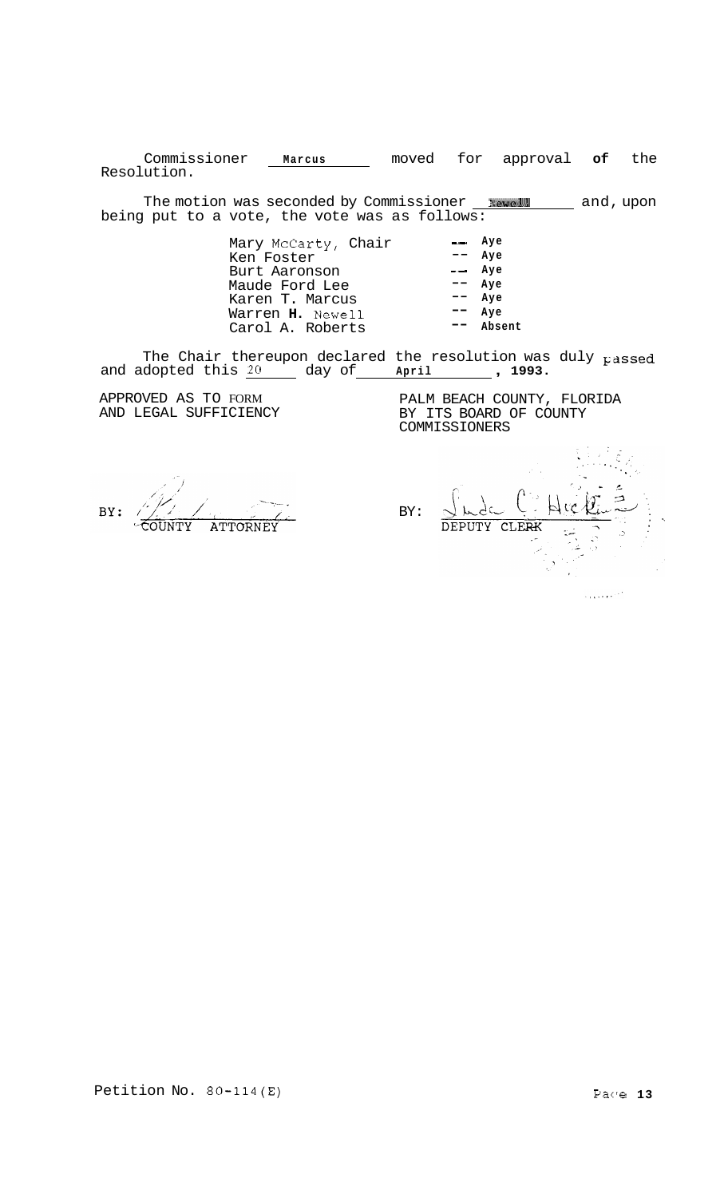Commissioner Marcus moved for approval of the Resolution.

The motion was seconded by Commissioner Newell and, upon being put to a vote, the vote was as follows:

| | |
|---|---|
| Mary McCarty, Chair | -- Aye |
| Ken Foster | -- Aye |
| Burt Aaronson | -- Aye |
| Maude Ford Lee | -- Aye |
| Karen T. Marcus | -- Aye |
| Warren H. Newell | -- Aye |
| Carol A. Roberts | -- Absent |

The Chair thereupon declared the resolution was duly passed and adopted this 20 day of April, 1993.

APPROVED AS TO FORM AND LEGAL SUFFICIENCY

BY: COUNTY ATTORNEY

PALM BEACH COUNTY, FLORIDA BY ITS BOARD OF COUNTY COMMISSIONERS

BY: DEPUTY CLERK

Petition No. 80-114(E)